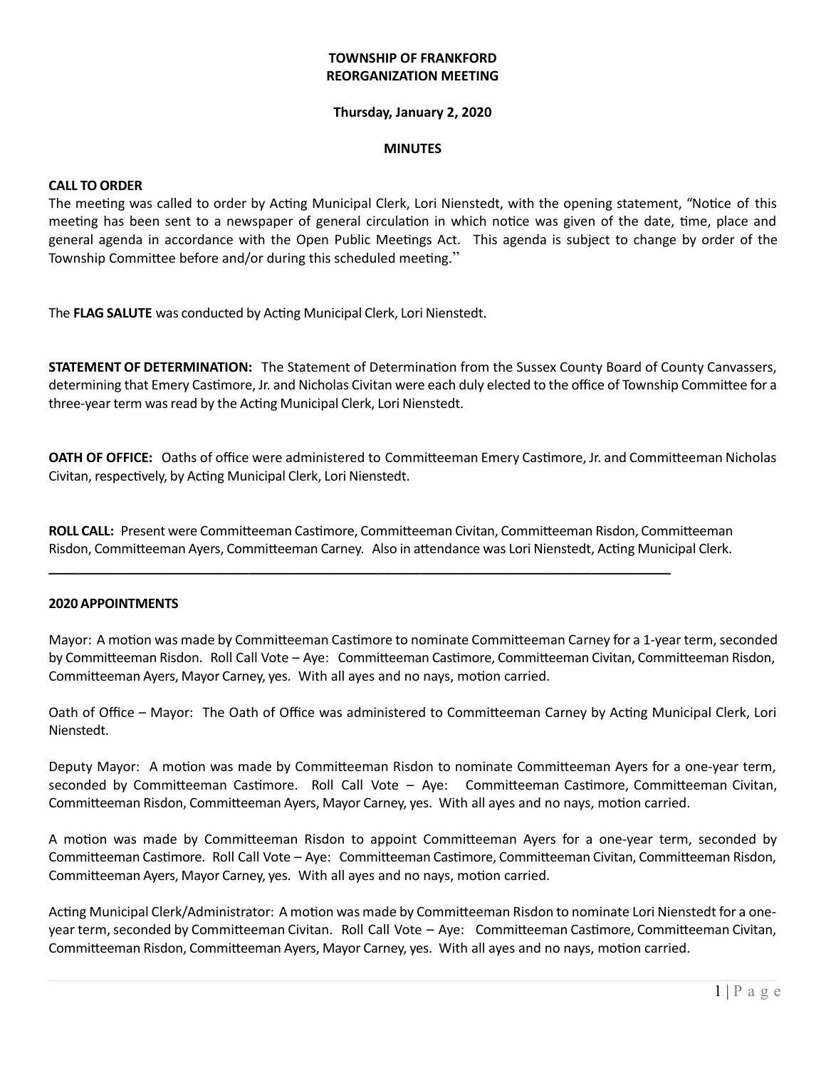**TOWNSHIP OF FRANKFORD**
**REORGANIZATION MEETING**

**Thursday, January 2, 2020**

**MINUTES**

**CALL TO ORDER**
The meeting was called to order by Acting Municipal Clerk, Lori Nienstedt, with the opening statement, "Notice of this meeting has been sent to a newspaper of general circulation in which notice was given of the date, time, place and general agenda in accordance with the Open Public Meetings Act. This agenda is subject to change by order of the Township Committee before and/or during this scheduled meeting."

The **FLAG SALUTE** was conducted by Acting Municipal Clerk, Lori Nienstedt.

**STATEMENT OF DETERMINATION:** The Statement of Determination from the Sussex County Board of County Canvassers, determining that Emery Castimore, Jr. and Nicholas Civitan were each duly elected to the office of Township Committee for a three-year term was read by the Acting Municipal Clerk, Lori Nienstedt.

**OATH OF OFFICE:** Oaths of office were administered to Committeeman Emery Castimore, Jr. and Committeeman Nicholas Civitan, respectively, by Acting Municipal Clerk, Lori Nienstedt.

**ROLL CALL:** Present were Committeeman Castimore, Committeeman Civitan, Committeeman Risdon, Committeeman Risdon, Committeeman Ayers, Committeeman Carney. Also in attendance was Lori Nienstedt, Acting Municipal Clerk.

---

**2020 APPOINTMENTS**

Mayor: A motion was made by Committeeman Castimore to nominate Committeeman Carney for a 1-year term, seconded by Committeeman Risdon. Roll Call Vote – Aye: Committeeman Castimore, Committeeman Civitan, Committeeman Risdon, Committeeman Ayers, Mayor Carney, yes. With all ayes and no nays, motion carried.

Oath of Office – Mayor: The Oath of Office was administered to Committeeman Carney by Acting Municipal Clerk, Lori Nienstedt.

Deputy Mayor: A motion was made by Committeeman Risdon to nominate Committeeman Ayers for a one-year term, seconded by Committeeman Castimore. Roll Call Vote – Aye: Committeeman Castimore, Committeeman Civitan, Committeeman Risdon, Committeeman Ayers, Mayor Carney, yes. With all ayes and no nays, motion carried.

A motion was made by Committeeman Risdon to appoint Committeeman Ayers for a one-year term, seconded by Committeeman Castimore. Roll Call Vote – Aye: Committeeman Castimore, Committeeman Civitan, Committeeman Risdon, Committeeman Ayers, Mayor Carney, yes. With all ayes and no nays, motion carried.

Acting Municipal Clerk/Administrator: A motion was made by Committeeman Risdon to nominate Lori Nienstedt for a one-year term, seconded by Committeeman Civitan. Roll Call Vote – Aye: Committeeman Castimore, Committeeman Civitan, Committeeman Risdon, Committeeman Ayers, Mayor Carney, yes. With all ayes and no nays, motion carried.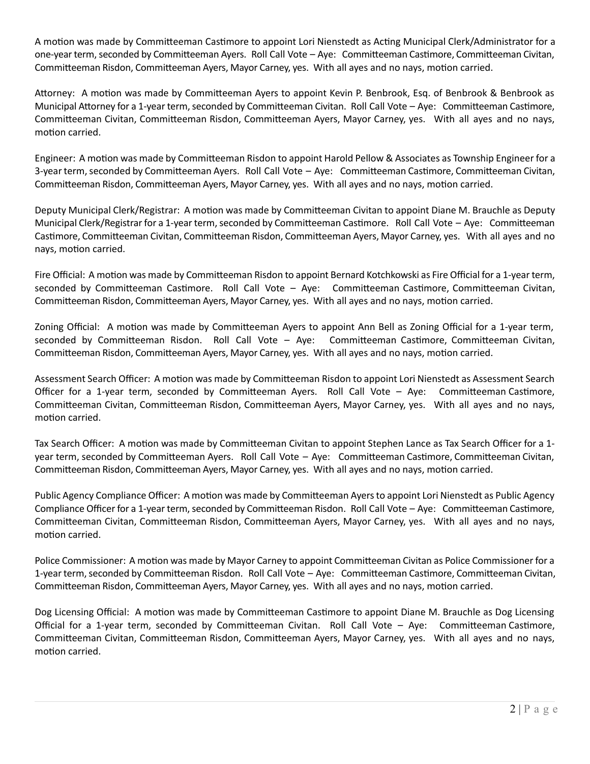A motion was made by Committeeman Castimore to appoint Lori Nienstedt as Acting Municipal Clerk/Administrator for a one-year term, seconded by Committeeman Ayers. Roll Call Vote – Aye: Committeeman Castimore, Committeeman Civitan, Committeeman Risdon, Committeeman Ayers, Mayor Carney, yes. With all ayes and no nays, motion carried.

Attorney: A motion was made by Committeeman Ayers to appoint Kevin P. Benbrook, Esq. of Benbrook & Benbrook as Municipal Attorney for a 1-year term, seconded by Committeeman Civitan. Roll Call Vote – Aye: Committeeman Castimore, Committeeman Civitan, Committeeman Risdon, Committeeman Ayers, Mayor Carney, yes. With all ayes and no nays, motion carried.

Engineer: A motion was made by Committeeman Risdon to appoint Harold Pellow & Associates as Township Engineer for a 3-year term, seconded by Committeeman Ayers. Roll Call Vote – Aye: Committeeman Castimore, Committeeman Civitan, Committeeman Risdon, Committeeman Ayers, Mayor Carney, yes. With all ayes and no nays, motion carried.

Deputy Municipal Clerk/Registrar: A motion was made by Committeeman Civitan to appoint Diane M. Brauchle as Deputy Municipal Clerk/Registrar for a 1-year term, seconded by Committeeman Castimore. Roll Call Vote – Aye: Committeeman Castimore, Committeeman Civitan, Committeeman Risdon, Committeeman Ayers, Mayor Carney, yes. With all ayes and no nays, motion carried.

Fire Official: A motion was made by Committeeman Risdon to appoint Bernard Kotchkowski as Fire Official for a 1-year term, seconded by Committeeman Castimore. Roll Call Vote – Aye: Committeeman Castimore, Committeeman Civitan, Committeeman Risdon, Committeeman Ayers, Mayor Carney, yes. With all ayes and no nays, motion carried.

Zoning Official: A motion was made by Committeeman Ayers to appoint Ann Bell as Zoning Official for a 1-year term, seconded by Committeeman Risdon. Roll Call Vote – Aye: Committeeman Castimore, Committeeman Civitan, Committeeman Risdon, Committeeman Ayers, Mayor Carney, yes. With all ayes and no nays, motion carried.

Assessment Search Officer: A motion was made by Committeeman Risdon to appoint Lori Nienstedt as Assessment Search Officer for a 1-year term, seconded by Committeeman Ayers. Roll Call Vote – Aye: Committeeman Castimore, Committeeman Civitan, Committeeman Risdon, Committeeman Ayers, Mayor Carney, yes. With all ayes and no nays, motion carried.

Tax Search Officer: A motion was made by Committeeman Civitan to appoint Stephen Lance as Tax Search Officer for a 1-year term, seconded by Committeeman Ayers. Roll Call Vote – Aye: Committeeman Castimore, Committeeman Civitan, Committeeman Risdon, Committeeman Ayers, Mayor Carney, yes. With all ayes and no nays, motion carried.

Public Agency Compliance Officer: A motion was made by Committeeman Ayers to appoint Lori Nienstedt as Public Agency Compliance Officer for a 1-year term, seconded by Committeeman Risdon. Roll Call Vote – Aye: Committeeman Castimore, Committeeman Civitan, Committeeman Risdon, Committeeman Ayers, Mayor Carney, yes. With all ayes and no nays, motion carried.

Police Commissioner: A motion was made by Mayor Carney to appoint Committeeman Civitan as Police Commissioner for a 1-year term, seconded by Committeeman Risdon. Roll Call Vote – Aye: Committeeman Castimore, Committeeman Civitan, Committeeman Risdon, Committeeman Ayers, Mayor Carney, yes. With all ayes and no nays, motion carried.

Dog Licensing Official: A motion was made by Committeeman Castimore to appoint Diane M. Brauchle as Dog Licensing Official for a 1-year term, seconded by Committeeman Civitan. Roll Call Vote – Aye: Committeeman Castimore, Committeeman Civitan, Committeeman Risdon, Committeeman Ayers, Mayor Carney, yes. With all ayes and no nays, motion carried.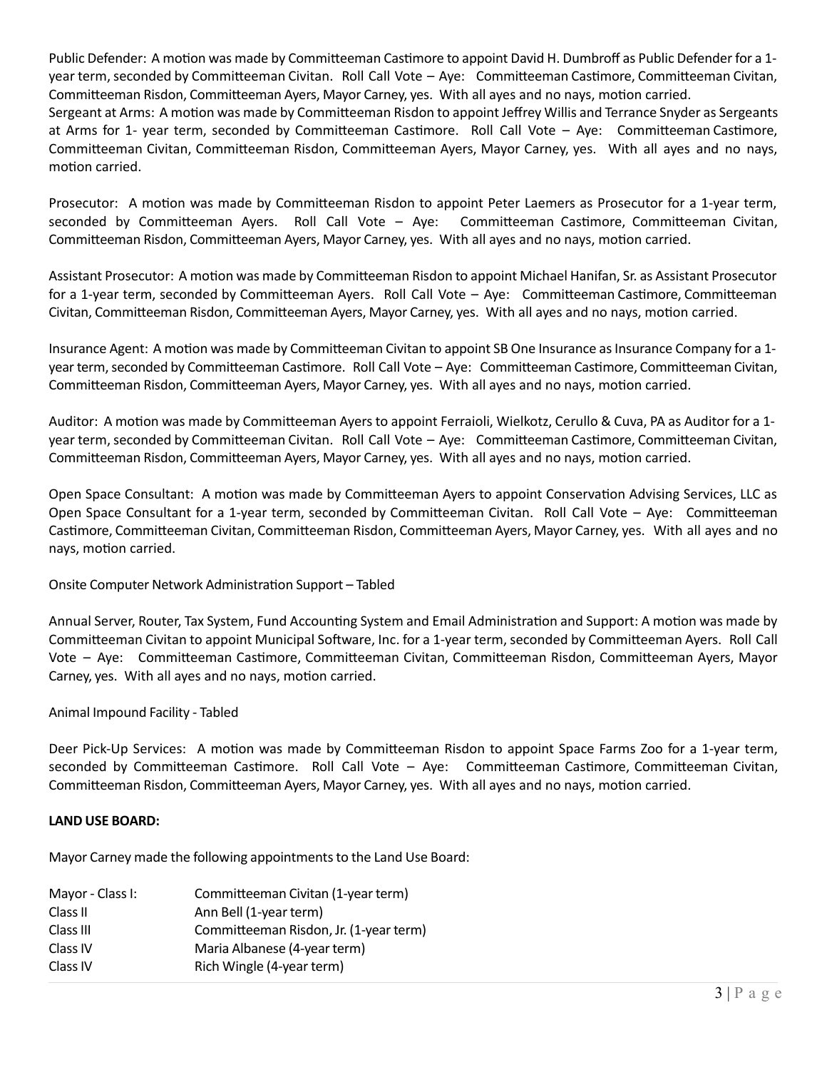Public Defender: A motion was made by Committeeman Castimore to appoint David H. Dumbroff as Public Defender for a 1-year term, seconded by Committeeman Civitan. Roll Call Vote – Aye: Committeeman Castimore, Committeeman Civitan, Committeeman Risdon, Committeeman Ayers, Mayor Carney, yes. With all ayes and no nays, motion carried.

Sergeant at Arms: A motion was made by Committeeman Risdon to appoint Jeffrey Willis and Terrance Snyder as Sergeants at Arms for 1- year term, seconded by Committeeman Castimore. Roll Call Vote – Aye: Committeeman Castimore, Committeeman Civitan, Committeeman Risdon, Committeeman Ayers, Mayor Carney, yes. With all ayes and no nays, motion carried.

Prosecutor: A motion was made by Committeeman Risdon to appoint Peter Laemers as Prosecutor for a 1-year term, seconded by Committeeman Ayers. Roll Call Vote – Aye: Committeeman Castimore, Committeeman Civitan, Committeeman Risdon, Committeeman Ayers, Mayor Carney, yes. With all ayes and no nays, motion carried.

Assistant Prosecutor: A motion was made by Committeeman Risdon to appoint Michael Hanifan, Sr. as Assistant Prosecutor for a 1-year term, seconded by Committeeman Ayers. Roll Call Vote – Aye: Committeeman Castimore, Committeeman Civitan, Committeeman Risdon, Committeeman Ayers, Mayor Carney, yes. With all ayes and no nays, motion carried.

Insurance Agent: A motion was made by Committeeman Civitan to appoint SB One Insurance as Insurance Company for a 1-year term, seconded by Committeeman Castimore. Roll Call Vote – Aye: Committeeman Castimore, Committeeman Civitan, Committeeman Risdon, Committeeman Ayers, Mayor Carney, yes. With all ayes and no nays, motion carried.

Auditor: A motion was made by Committeeman Ayers to appoint Ferraioli, Wielkotz, Cerullo & Cuva, PA as Auditor for a 1-year term, seconded by Committeeman Civitan. Roll Call Vote – Aye: Committeeman Castimore, Committeeman Civitan, Committeeman Risdon, Committeeman Ayers, Mayor Carney, yes. With all ayes and no nays, motion carried.

Open Space Consultant: A motion was made by Committeeman Ayers to appoint Conservation Advising Services, LLC as Open Space Consultant for a 1-year term, seconded by Committeeman Civitan. Roll Call Vote – Aye: Committeeman Castimore, Committeeman Civitan, Committeeman Risdon, Committeeman Ayers, Mayor Carney, yes. With all ayes and no nays, motion carried.

Onsite Computer Network Administration Support – Tabled

Annual Server, Router, Tax System, Fund Accounting System and Email Administration and Support: A motion was made by Committeeman Civitan to appoint Municipal Software, Inc. for a 1-year term, seconded by Committeeman Ayers. Roll Call Vote – Aye: Committeeman Castimore, Committeeman Civitan, Committeeman Risdon, Committeeman Ayers, Mayor Carney, yes. With all ayes and no nays, motion carried.

Animal Impound Facility - Tabled

Deer Pick-Up Services: A motion was made by Committeeman Risdon to appoint Space Farms Zoo for a 1-year term, seconded by Committeeman Castimore. Roll Call Vote – Aye: Committeeman Castimore, Committeeman Civitan, Committeeman Risdon, Committeeman Ayers, Mayor Carney, yes. With all ayes and no nays, motion carried.

**LAND USE BOARD:**

Mayor Carney made the following appointments to the Land Use Board:

| | |
|---|---|
| Mayor - Class I: | Committeeman Civitan (1-year term) |
| Class II | Ann Bell (1-year term) |
| Class III | Committeeman Risdon, Jr. (1-year term) |
| Class IV | Maria Albanese (4-year term) |
| Class IV | Rich Wingle (4-year term) |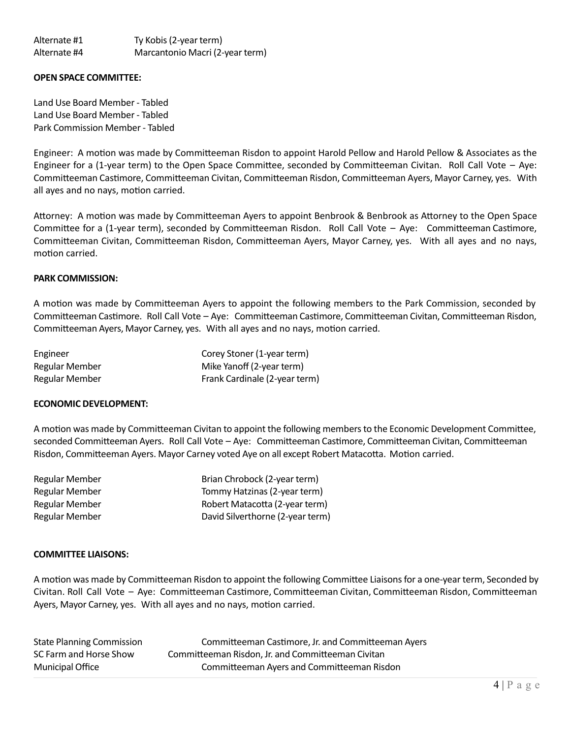| | |
|---|---|
| Alternate #1 | Ty Kobis (2-year term) |
| Alternate #4 | Marcantonio Macri (2-year term) |

**OPEN SPACE COMMITTEE:**

Land Use Board Member - Tabled
Land Use Board Member - Tabled
Park Commission Member - Tabled

Engineer: A motion was made by Committeeman Risdon to appoint Harold Pellow and Harold Pellow & Associates as the Engineer for a (1-year term) to the Open Space Committee, seconded by Committeeman Civitan. Roll Call Vote – Aye: Committeeman Castimore, Committeeman Civitan, Committeeman Risdon, Committeeman Ayers, Mayor Carney, yes. With all ayes and no nays, motion carried.

Attorney: A motion was made by Committeeman Ayers to appoint Benbrook & Benbrook as Attorney to the Open Space Committee for a (1-year term), seconded by Committeeman Risdon. Roll Call Vote – Aye: Committeeman Castimore, Committeeman Civitan, Committeeman Risdon, Committeeman Ayers, Mayor Carney, yes. With all ayes and no nays, motion carried.

**PARK COMMISSION:**

A motion was made by Committeeman Ayers to appoint the following members to the Park Commission, seconded by Committeeman Castimore. Roll Call Vote – Aye: Committeeman Castimore, Committeeman Civitan, Committeeman Risdon, Committeeman Ayers, Mayor Carney, yes. With all ayes and no nays, motion carried.

| | |
|---|---|
| Engineer | Corey Stoner (1-year term) |
| Regular Member | Mike Yanoff (2-year term) |
| Regular Member | Frank Cardinale (2-year term) |

**ECONOMIC DEVELOPMENT:**

A motion was made by Committeeman Civitan to appoint the following members to the Economic Development Committee, seconded Committeeman Ayers. Roll Call Vote – Aye: Committeeman Castimore, Committeeman Civitan, Committeeman Risdon, Committeeman Ayers. Mayor Carney voted Aye on all except Robert Matacotta. Motion carried.

| | |
|---|---|
| Regular Member | Brian Chrobock (2-year term) |
| Regular Member | Tommy Hatzinas (2-year term) |
| Regular Member | Robert Matacotta (2-year term) |
| Regular Member | David Silverthorne (2-year term) |

**COMMITTEE LIAISONS:**

A motion was made by Committeeman Risdon to appoint the following Committee Liaisons for a one-year term, Seconded by Civitan. Roll Call Vote – Aye: Committeeman Castimore, Committeeman Civitan, Committeeman Risdon, Committeeman Ayers, Mayor Carney, yes. With all ayes and no nays, motion carried.

| | |
|---|---|
| State Planning Commission | Committeeman Castimore, Jr. and Committeeman Ayers |
| SC Farm and Horse Show | Committeeman Risdon, Jr. and Committeeman Civitan |
| Municipal Office | Committeeman Ayers and Committeeman Risdon |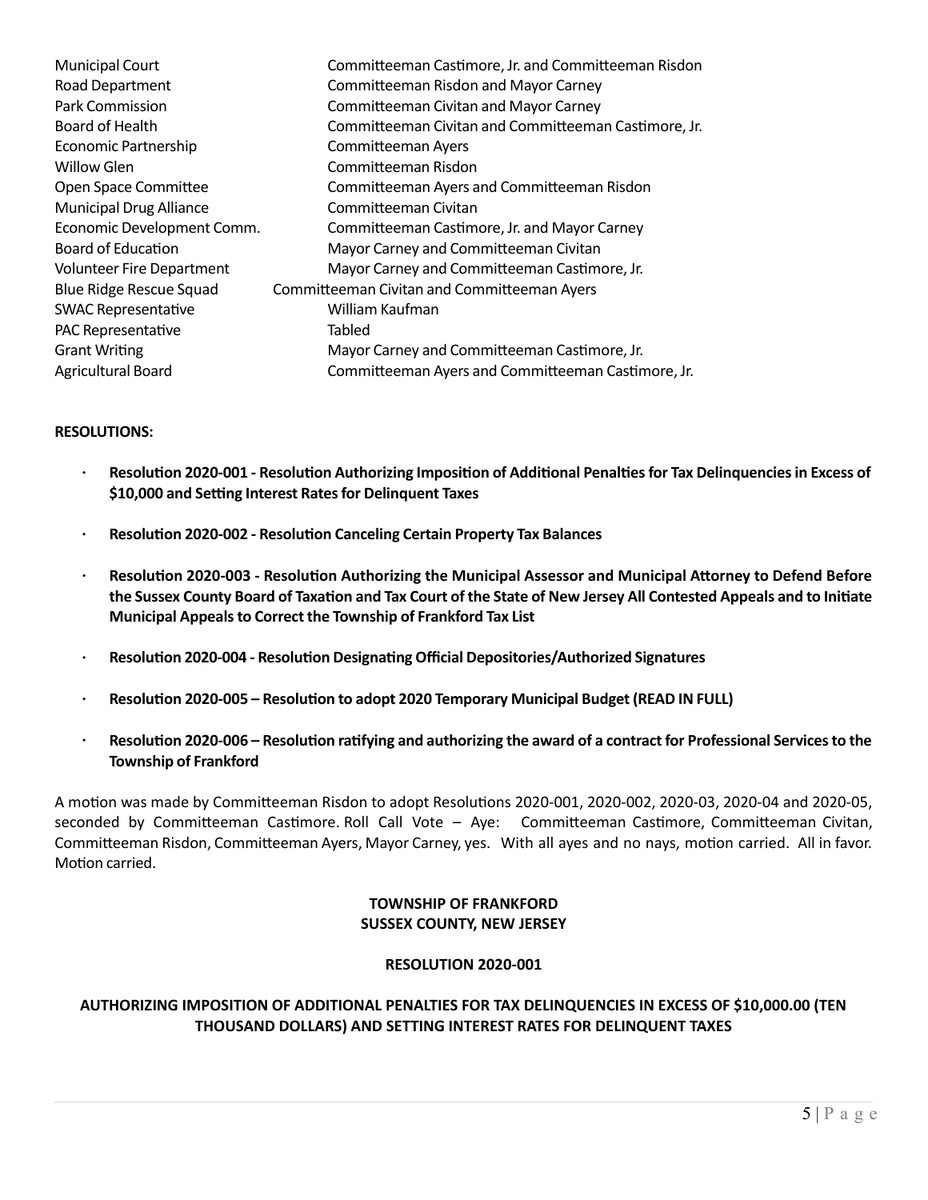| | |
|---|---|
| Municipal Court | Committeeman Castimore, Jr. and Committeeman Risdon |
| Road Department | Committeeman Risdon and Mayor Carney |
| Park Commission | Committeeman Civitan and Mayor Carney |
| Board of Health | Committeeman Civitan and Committeeman Castimore, Jr. |
| Economic Partnership | Committeeman Ayers |
| Willow Glen | Committeeman Risdon |
| Open Space Committee | Committeeman Ayers and Committeeman Risdon |
| Municipal Drug Alliance | Committeeman Civitan |
| Economic Development Comm. | Committeeman Castimore, Jr. and Mayor Carney |
| Board of Education | Mayor Carney and Committeeman Civitan |
| Volunteer Fire Department | Mayor Carney and Committeeman Castimore, Jr. |
| Blue Ridge Rescue Squad | Committeeman Civitan and Committeeman Ayers |
| SWAC Representative | William Kaufman |
| PAC Representative | Tabled |
| Grant Writing | Mayor Carney and Committeeman Castimore, Jr. |
| Agricultural Board | Committeeman Ayers and Committeeman Castimore, Jr. |

**RESOLUTIONS:**

- **Resolution 2020-001 - Resolution Authorizing Imposition of Additional Penalties for Tax Delinquencies in Excess of $10,000 and Setting Interest Rates for Delinquent Taxes**
- **Resolution 2020-002 - Resolution Canceling Certain Property Tax Balances**
- **Resolution 2020-003 - Resolution Authorizing the Municipal Assessor and Municipal Attorney to Defend Before the Sussex County Board of Taxation and Tax Court of the State of New Jersey All Contested Appeals and to Initiate Municipal Appeals to Correct the Township of Frankford Tax List**
- **Resolution 2020-004 - Resolution Designating Official Depositories/Authorized Signatures**
- **Resolution 2020-005 – Resolution to adopt 2020 Temporary Municipal Budget (READ IN FULL)**
- **Resolution 2020-006 – Resolution ratifying and authorizing the award of a contract for Professional Services to the Township of Frankford**

A motion was made by Committeeman Risdon to adopt Resolutions 2020-001, 2020-002, 2020-03, 2020-04 and 2020-05, seconded by Committeeman Castimore. Roll Call Vote – Aye: Committeeman Castimore, Committeeman Civitan, Committeeman Risdon, Committeeman Ayers, Mayor Carney, yes. With all ayes and no nays, motion carried. All in favor. Motion carried.

**TOWNSHIP OF FRANKFORD**
**SUSSEX COUNTY, NEW JERSEY**

**RESOLUTION 2020-001**

**AUTHORIZING IMPOSITION OF ADDITIONAL PENALTIES FOR TAX DELINQUENCIES IN EXCESS OF $10,000.00 (TEN THOUSAND DOLLARS) AND SETTING INTEREST RATES FOR DELINQUENT TAXES**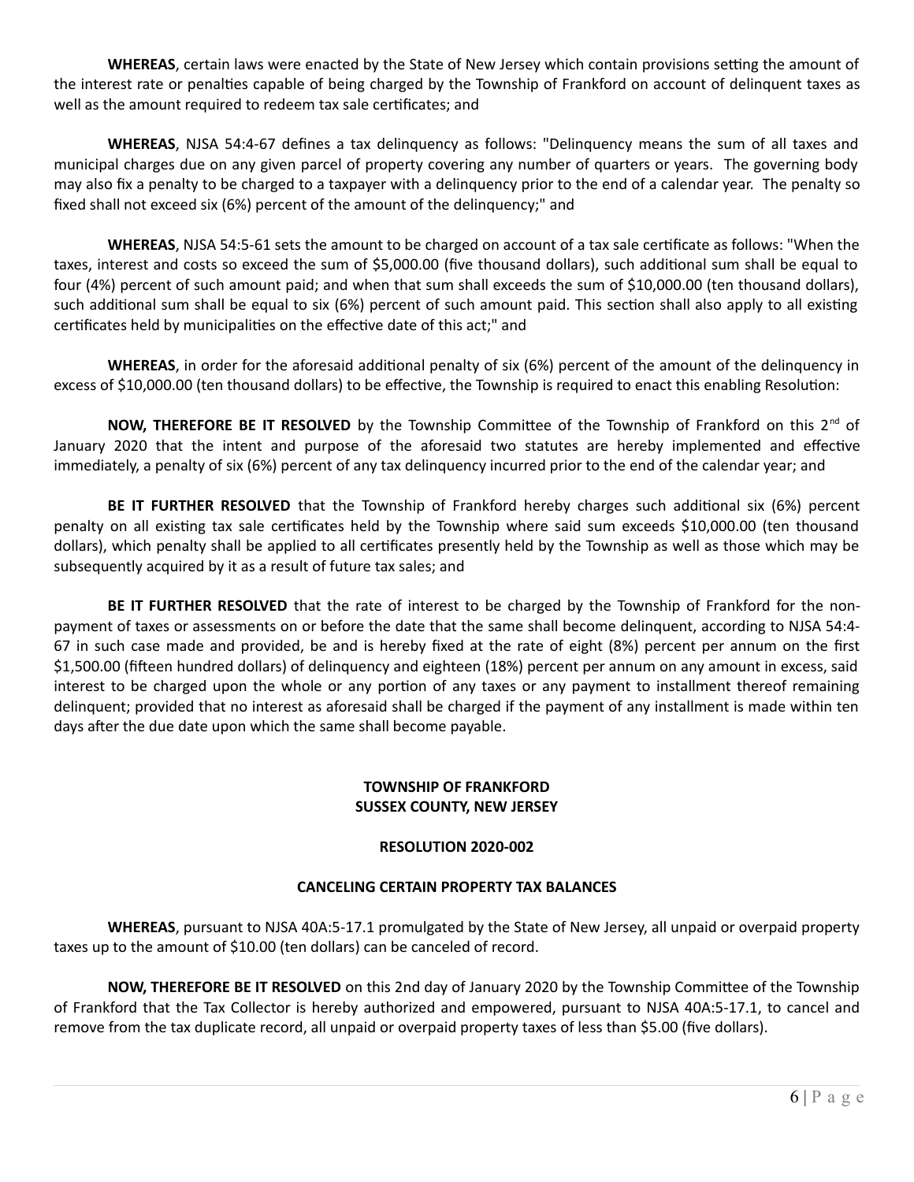**WHEREAS**, certain laws were enacted by the State of New Jersey which contain provisions setting the amount of the interest rate or penalties capable of being charged by the Township of Frankford on account of delinquent taxes as well as the amount required to redeem tax sale certificates; and

**WHEREAS**, NJSA 54:4-67 defines a tax delinquency as follows: "Delinquency means the sum of all taxes and municipal charges due on any given parcel of property covering any number of quarters or years. The governing body may also fix a penalty to be charged to a taxpayer with a delinquency prior to the end of a calendar year. The penalty so fixed shall not exceed six (6%) percent of the amount of the delinquency;" and

**WHEREAS**, NJSA 54:5-61 sets the amount to be charged on account of a tax sale certificate as follows: "When the taxes, interest and costs so exceed the sum of $5,000.00 (five thousand dollars), such additional sum shall be equal to four (4%) percent of such amount paid; and when that sum shall exceeds the sum of $10,000.00 (ten thousand dollars), such additional sum shall be equal to six (6%) percent of such amount paid. This section shall also apply to all existing certificates held by municipalities on the effective date of this act;" and

**WHEREAS**, in order for the aforesaid additional penalty of six (6%) percent of the amount of the delinquency in excess of $10,000.00 (ten thousand dollars) to be effective, the Township is required to enact this enabling Resolution:

**NOW, THEREFORE BE IT RESOLVED** by the Township Committee of the Township of Frankford on this 2nd of January 2020 that the intent and purpose of the aforesaid two statutes are hereby implemented and effective immediately, a penalty of six (6%) percent of any tax delinquency incurred prior to the end of the calendar year; and

**BE IT FURTHER RESOLVED** that the Township of Frankford hereby charges such additional six (6%) percent penalty on all existing tax sale certificates held by the Township where said sum exceeds $10,000.00 (ten thousand dollars), which penalty shall be applied to all certificates presently held by the Township as well as those which may be subsequently acquired by it as a result of future tax sales; and

**BE IT FURTHER RESOLVED** that the rate of interest to be charged by the Township of Frankford for the non-payment of taxes or assessments on or before the date that the same shall become delinquent, according to NJSA 54:4-67 in such case made and provided, be and is hereby fixed at the rate of eight (8%) percent per annum on the first $1,500.00 (fifteen hundred dollars) of delinquency and eighteen (18%) percent per annum on any amount in excess, said interest to be charged upon the whole or any portion of any taxes or any payment to installment thereof remaining delinquent; provided that no interest as aforesaid shall be charged if the payment of any installment is made within ten days after the due date upon which the same shall become payable.

**TOWNSHIP OF FRANKFORD**
**SUSSEX COUNTY, NEW JERSEY**

**RESOLUTION 2020-002**

**CANCELING CERTAIN PROPERTY TAX BALANCES**

**WHEREAS**, pursuant to NJSA 40A:5-17.1 promulgated by the State of New Jersey, all unpaid or overpaid property taxes up to the amount of $10.00 (ten dollars) can be canceled of record.

**NOW, THEREFORE BE IT RESOLVED** on this 2nd day of January 2020 by the Township Committee of the Township of Frankford that the Tax Collector is hereby authorized and empowered, pursuant to NJSA 40A:5-17.1, to cancel and remove from the tax duplicate record, all unpaid or overpaid property taxes of less than $5.00 (five dollars).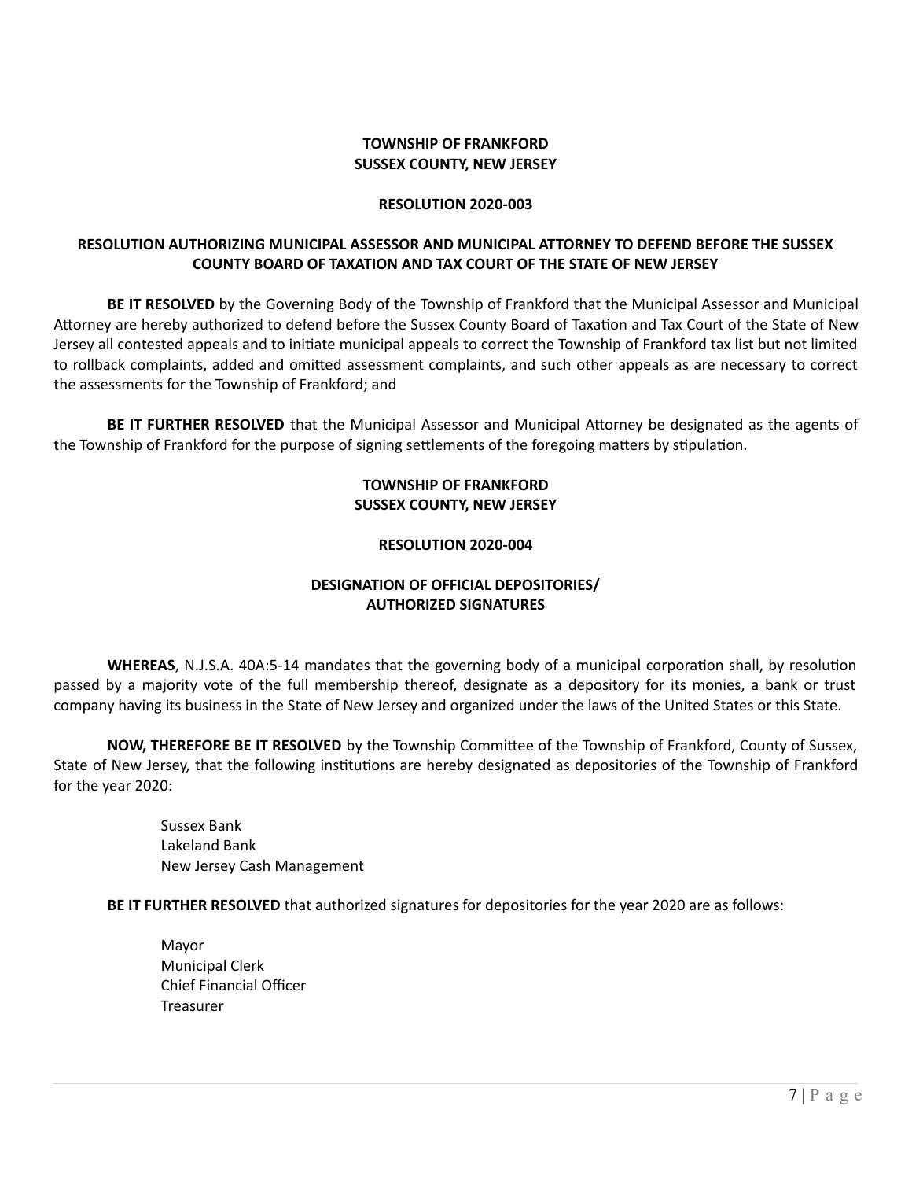**TOWNSHIP OF FRANKFORD**
**SUSSEX COUNTY, NEW JERSEY**

**RESOLUTION 2020-003**

**RESOLUTION AUTHORIZING MUNICIPAL ASSESSOR AND MUNICIPAL ATTORNEY TO DEFEND BEFORE THE SUSSEX COUNTY BOARD OF TAXATION AND TAX COURT OF THE STATE OF NEW JERSEY**

**BE IT RESOLVED** by the Governing Body of the Township of Frankford that the Municipal Assessor and Municipal Attorney are hereby authorized to defend before the Sussex County Board of Taxation and Tax Court of the State of New Jersey all contested appeals and to initiate municipal appeals to correct the Township of Frankford tax list but not limited to rollback complaints, added and omitted assessment complaints, and such other appeals as are necessary to correct the assessments for the Township of Frankford; and

**BE IT FURTHER RESOLVED** that the Municipal Assessor and Municipal Attorney be designated as the agents of the Township of Frankford for the purpose of signing settlements of the foregoing matters by stipulation.

**TOWNSHIP OF FRANKFORD**
**SUSSEX COUNTY, NEW JERSEY**

**RESOLUTION 2020-004**

**DESIGNATION OF OFFICIAL DEPOSITORIES/**
**AUTHORIZED SIGNATURES**

**WHEREAS**, N.J.S.A. 40A:5-14 mandates that the governing body of a municipal corporation shall, by resolution passed by a majority vote of the full membership thereof, designate as a depository for its monies, a bank or trust company having its business in the State of New Jersey and organized under the laws of the United States or this State.

**NOW, THEREFORE BE IT RESOLVED** by the Township Committee of the Township of Frankford, County of Sussex, State of New Jersey, that the following institutions are hereby designated as depositories of the Township of Frankford for the year 2020:

Sussex Bank
Lakeland Bank
New Jersey Cash Management

**BE IT FURTHER RESOLVED** that authorized signatures for depositories for the year 2020 are as follows:

Mayor
Municipal Clerk
Chief Financial Officer
Treasurer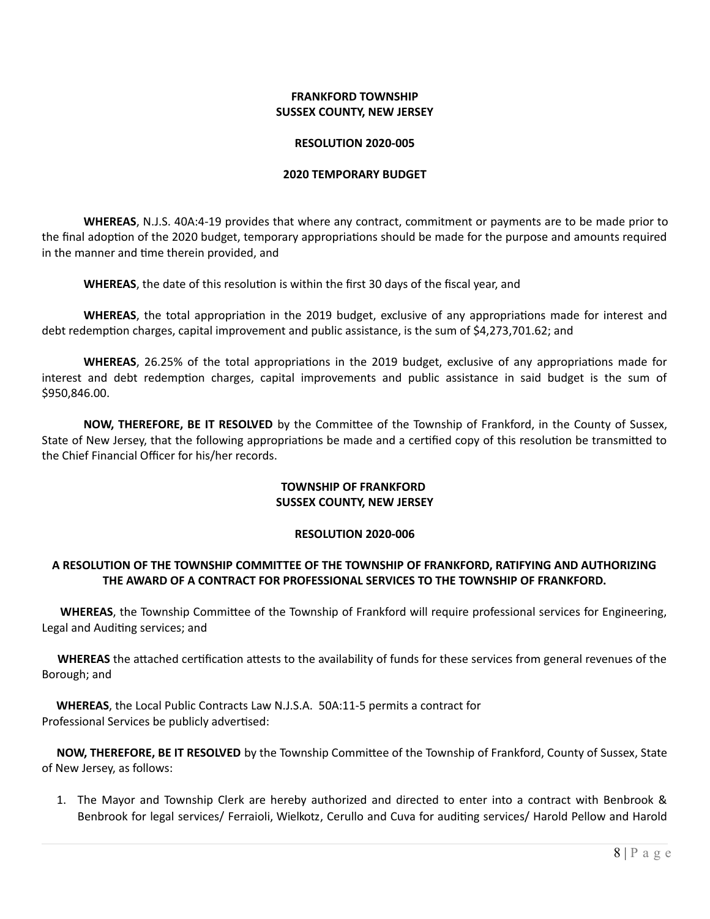**FRANKFORD TOWNSHIP**
**SUSSEX COUNTY, NEW JERSEY**

**RESOLUTION 2020-005**

**2020 TEMPORARY BUDGET**

**WHEREAS**, N.J.S. 40A:4-19 provides that where any contract, commitment or payments are to be made prior to the final adoption of the 2020 budget, temporary appropriations should be made for the purpose and amounts required in the manner and time therein provided, and

**WHEREAS**, the date of this resolution is within the first 30 days of the fiscal year, and

**WHEREAS**, the total appropriation in the 2019 budget, exclusive of any appropriations made for interest and debt redemption charges, capital improvement and public assistance, is the sum of $4,273,701.62; and

**WHEREAS**, 26.25% of the total appropriations in the 2019 budget, exclusive of any appropriations made for interest and debt redemption charges, capital improvements and public assistance in said budget is the sum of $950,846.00.

**NOW, THEREFORE, BE IT RESOLVED** by the Committee of the Township of Frankford, in the County of Sussex, State of New Jersey, that the following appropriations be made and a certified copy of this resolution be transmitted to the Chief Financial Officer for his/her records.

**TOWNSHIP OF FRANKFORD**
**SUSSEX COUNTY, NEW JERSEY**

**RESOLUTION 2020-006**

**A RESOLUTION OF THE TOWNSHIP COMMITTEE OF THE TOWNSHIP OF FRANKFORD, RATIFYING AND AUTHORIZING THE AWARD OF A CONTRACT FOR PROFESSIONAL SERVICES TO THE TOWNSHIP OF FRANKFORD.**

**WHEREAS**, the Township Committee of the Township of Frankford will require professional services for Engineering, Legal and Auditing services; and

**WHEREAS** the attached certification attests to the availability of funds for these services from general revenues of the Borough; and

**WHEREAS**, the Local Public Contracts Law N.J.S.A. 50A:11-5 permits a contract for Professional Services be publicly advertised:

**NOW, THEREFORE, BE IT RESOLVED** by the Township Committee of the Township of Frankford, County of Sussex, State of New Jersey, as follows:

1. The Mayor and Township Clerk are hereby authorized and directed to enter into a contract with Benbrook & Benbrook for legal services/ Ferraioli, Wielkotz, Cerullo and Cuva for auditing services/ Harold Pellow and Harold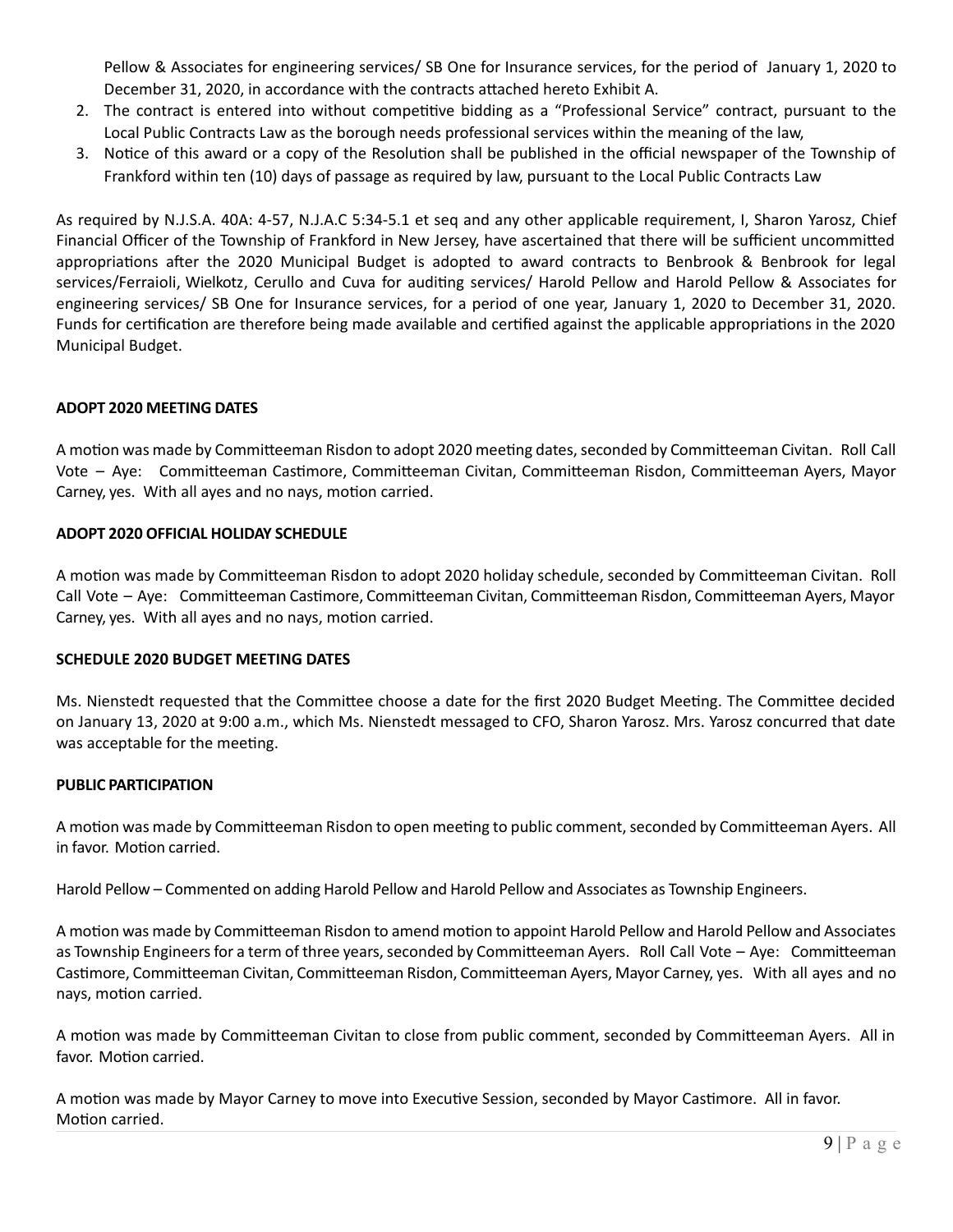Pellow & Associates for engineering services/ SB One for Insurance services, for the period of January 1, 2020 to December 31, 2020, in accordance with the contracts attached hereto Exhibit A.

2. The contract is entered into without competitive bidding as a "Professional Service" contract, pursuant to the Local Public Contracts Law as the borough needs professional services within the meaning of the law,
3. Notice of this award or a copy of the Resolution shall be published in the official newspaper of the Township of Frankford within ten (10) days of passage as required by law, pursuant to the Local Public Contracts Law

As required by N.J.S.A. 40A: 4-57, N.J.A.C 5:34-5.1 et seq and any other applicable requirement, I, Sharon Yarosz, Chief Financial Officer of the Township of Frankford in New Jersey, have ascertained that there will be sufficient uncommitted appropriations after the 2020 Municipal Budget is adopted to award contracts to Benbrook & Benbrook for legal services/Ferraioli, Wielkotz, Cerullo and Cuva for auditing services/ Harold Pellow and Harold Pellow & Associates for engineering services/ SB One for Insurance services, for a period of one year, January 1, 2020 to December 31, 2020. Funds for certification are therefore being made available and certified against the applicable appropriations in the 2020 Municipal Budget.

**ADOPT 2020 MEETING DATES**

A motion was made by Committeeman Risdon to adopt 2020 meeting dates, seconded by Committeeman Civitan. Roll Call Vote – Aye: Committeeman Castimore, Committeeman Civitan, Committeeman Risdon, Committeeman Ayers, Mayor Carney, yes. With all ayes and no nays, motion carried.

**ADOPT 2020 OFFICIAL HOLIDAY SCHEDULE**

A motion was made by Committeeman Risdon to adopt 2020 holiday schedule, seconded by Committeeman Civitan. Roll Call Vote – Aye: Committeeman Castimore, Committeeman Civitan, Committeeman Risdon, Committeeman Ayers, Mayor Carney, yes. With all ayes and no nays, motion carried.

**SCHEDULE 2020 BUDGET MEETING DATES**

Ms. Nienstedt requested that the Committee choose a date for the first 2020 Budget Meeting. The Committee decided on January 13, 2020 at 9:00 a.m., which Ms. Nienstedt messaged to CFO, Sharon Yarosz. Mrs. Yarosz concurred that date was acceptable for the meeting.

**PUBLIC PARTICIPATION**

A motion was made by Committeeman Risdon to open meeting to public comment, seconded by Committeeman Ayers. All in favor. Motion carried.

Harold Pellow – Commented on adding Harold Pellow and Harold Pellow and Associates as Township Engineers.

A motion was made by Committeeman Risdon to amend motion to appoint Harold Pellow and Harold Pellow and Associates as Township Engineers for a term of three years, seconded by Committeeman Ayers. Roll Call Vote – Aye: Committeeman Castimore, Committeeman Civitan, Committeeman Risdon, Committeeman Ayers, Mayor Carney, yes. With all ayes and no nays, motion carried.

A motion was made by Committeeman Civitan to close from public comment, seconded by Committeeman Ayers. All in favor. Motion carried.

A motion was made by Mayor Carney to move into Executive Session, seconded by Mayor Castimore. All in favor. Motion carried.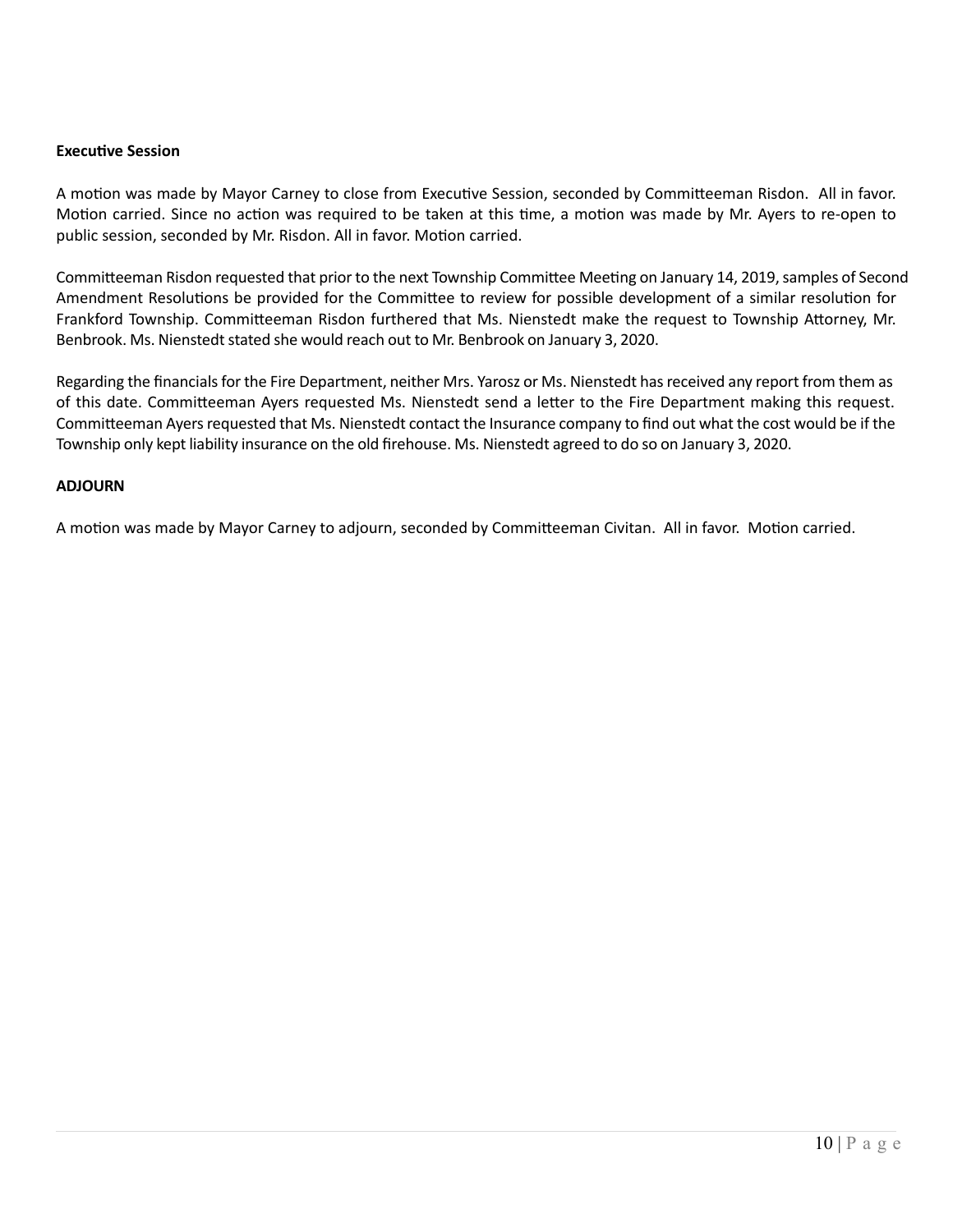**Executive Session**

A motion was made by Mayor Carney to close from Executive Session, seconded by Committeeman Risdon. All in favor. Motion carried. Since no action was required to be taken at this time, a motion was made by Mr. Ayers to re-open to public session, seconded by Mr. Risdon. All in favor. Motion carried.

Committeeman Risdon requested that prior to the next Township Committee Meeting on January 14, 2019, samples of Second Amendment Resolutions be provided for the Committee to review for possible development of a similar resolution for Frankford Township. Committeeman Risdon furthered that Ms. Nienstedt make the request to Township Attorney, Mr. Benbrook. Ms. Nienstedt stated she would reach out to Mr. Benbrook on January 3, 2020.

Regarding the financials for the Fire Department, neither Mrs. Yarosz or Ms. Nienstedt has received any report from them as of this date. Committeeman Ayers requested Ms. Nienstedt send a letter to the Fire Department making this request. Committeeman Ayers requested that Ms. Nienstedt contact the Insurance company to find out what the cost would be if the Township only kept liability insurance on the old firehouse. Ms. Nienstedt agreed to do so on January 3, 2020.

**ADJOURN**

A motion was made by Mayor Carney to adjourn, seconded by Committeeman Civitan. All in favor. Motion carried.